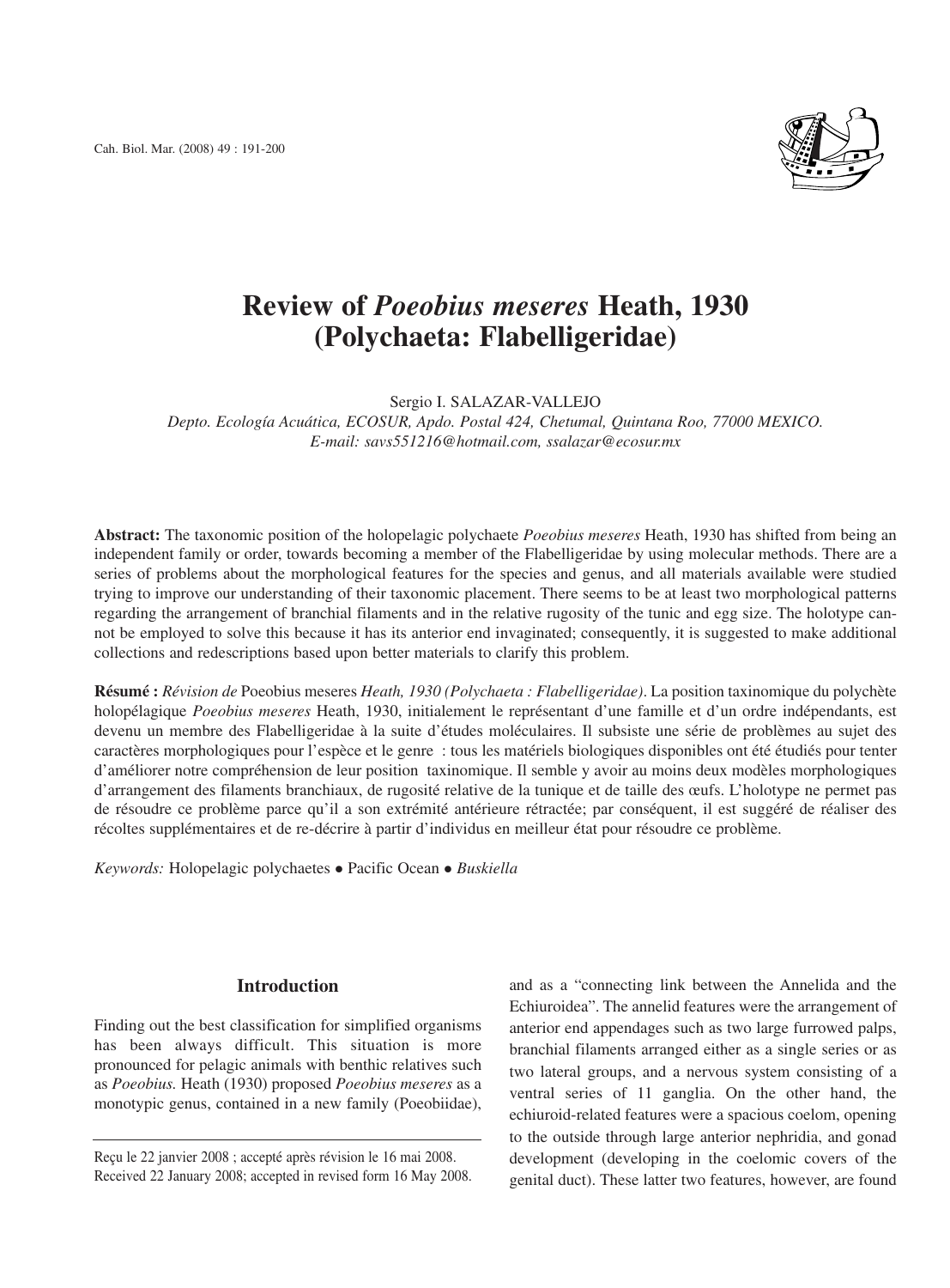# Review of *Poeobius meseres* Heath, 1930 (Polychaeta: Flabelligeridae)

Sergio I. SALAZAR-VALLEJO

*Depto. Ecología Acuática, ECOSUR, Apdo. Postal 424, Chetumal, Quintana Roo, 77000 MEXICO.*
*E-mail: savs551216@hotmail.com, ssalazar@ecosur.mx*

**Abstract:** The taxonomic position of the holopelagic polychaete *Poeobius meseres* Heath, 1930 has shifted from being an independent family or order, towards becoming a member of the Flabelligeridae by using molecular methods. There are a series of problems about the morphological features for the species and genus, and all materials available were studied trying to improve our understanding of their taxonomic placement. There seems to be at least two morphological patterns regarding the arrangement of branchial filaments and in the relative rugosity of the tunic and egg size. The holotype cannot be employed to solve this because it has its anterior end invaginated; consequently, it is suggested to make additional collections and redescriptions based upon better materials to clarify this problem.

**Résumé :** *Révision de* Poeobius meseres *Heath, 1930 (Polychaeta : Flabelligeridae)*. La position taxinomique du polychète holopélagique *Poeobius meseres* Heath, 1930, initialement le représentant d'une famille et d'un ordre indépendants, est devenu un membre des Flabelligeridae à la suite d'études moléculaires. Il subsiste une série de problèmes au sujet des caractères morphologiques pour l'espèce et le genre : tous les matériels biologiques disponibles ont été étudiés pour tenter d'améliorer notre compréhension de leur position taxinomique. Il semble y avoir au moins deux modèles morphologiques d'arrangement des filaments branchiaux, de rugosité relative de la tunique et de taille des œufs. L'holotype ne permet pas de résoudre ce problème parce qu'il a son extrémité antérieure rétractée; par conséquent, il est suggéré de réaliser des récoltes supplémentaires et de re-décrire à partir d'individus en meilleur état pour résoudre ce problème.

*Keywords:* Holopelagic polychaetes • Pacific Ocean • *Buskiella*

## Introduction

Finding out the best classification for simplified organisms has been always difficult. This situation is more pronounced for pelagic animals with benthic relatives such as *Poeobius.* Heath (1930) proposed *Poeobius meseres* as a monotypic genus, contained in a new family (Poeobiidae), and as a "connecting link between the Annelida and the Echiuroidea". The annelid features were the arrangement of anterior end appendages such as two large furrowed palps, branchial filaments arranged either as a single series or as two lateral groups, and a nervous system consisting of a ventral series of 11 ganglia. On the other hand, the echiuroid-related features were a spacious coelom, opening to the outside through large anterior nephridia, and gonad development (developing in the coelomic covers of the genital duct). These latter two features, however, are found

Reçu le 22 janvier 2008 ; accepté après révision le 16 mai 2008.
Received 22 January 2008; accepted in revised form 16 May 2008.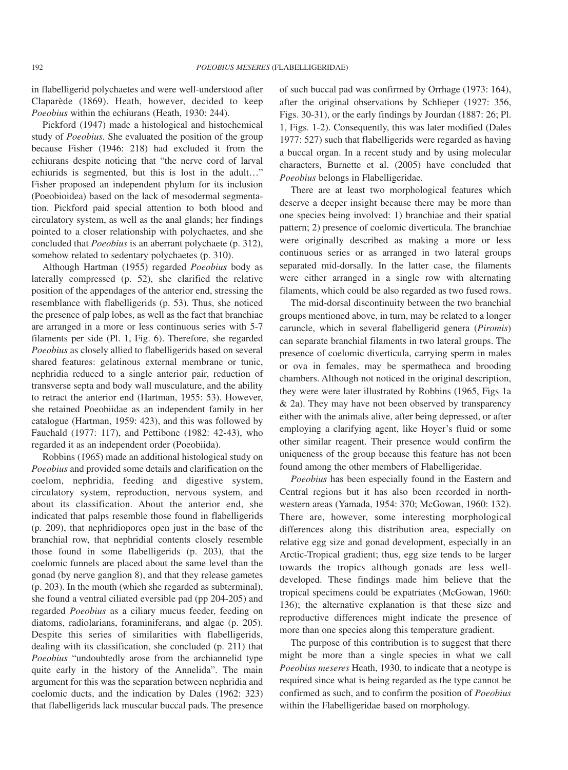in flabelligerid polychaetes and were well-understood after Claparède (1869). Heath, however, decided to keep *Poeobius* within the echiurans (Heath, 1930: 244).

Pickford (1947) made a histological and histochemical study of *Poeobius.* She evaluated the position of the group because Fisher (1946: 218) had excluded it from the echiurans despite noticing that "the nerve cord of larval echiurids is segmented, but this is lost in the adult…" Fisher proposed an independent phylum for its inclusion (Poeobioidea) based on the lack of mesodermal segmentation. Pickford paid special attention to both blood and circulatory system, as well as the anal glands; her findings pointed to a closer relationship with polychaetes, and she concluded that *Poeobius* is an aberrant polychaete (p. 312), somehow related to sedentary polychaetes (p. 310).

Although Hartman (1955) regarded *Poeobius* body as laterally compressed (p. 52), she clarified the relative position of the appendages of the anterior end, stressing the resemblance with flabelligerids (p. 53). Thus, she noticed the presence of palp lobes, as well as the fact that branchiae are arranged in a more or less continuous series with 5-7 filaments per side (Pl. 1, Fig. 6). Therefore, she regarded *Poeobius* as closely allied to flabelligerids based on several shared features: gelatinous external membrane or tunic, nephridia reduced to a single anterior pair, reduction of transverse septa and body wall musculature, and the ability to retract the anterior end (Hartman, 1955: 53). However, she retained Poeobiidae as an independent family in her catalogue (Hartman, 1959: 423), and this was followed by Fauchald (1977: 117), and Pettibone (1982: 42-43), who regarded it as an independent order (Poeobiida).

Robbins (1965) made an additional histological study on *Poeobius* and provided some details and clarification on the coelom, nephridia, feeding and digestive system, circulatory system, reproduction, nervous system, and about its classification. About the anterior end, she indicated that palps resemble those found in flabelligerids (p. 209), that nephridiopores open just in the base of the branchial row, that nephridial contents closely resemble those found in some flabelligerids (p. 203), that the coelomic funnels are placed about the same level than the gonad (by nerve ganglion 8), and that they release gametes (p. 203). In the mouth (which she regarded as subterminal), she found a ventral ciliated eversible pad (pp 204-205) and regarded *Poeobius* as a ciliary mucus feeder, feeding on diatoms, radiolarians, foraminiferans, and algae (p. 205). Despite this series of similarities with flabelligerids, dealing with its classification, she concluded (p. 211) that *Poeobius* "undoubtedly arose from the archiannelid type quite early in the history of the Annelida". The main argument for this was the separation between nephridia and coelomic ducts, and the indication by Dales (1962: 323) that flabelligerids lack muscular buccal pads. The presence of such buccal pad was confirmed by Orrhage (1973: 164), after the original observations by Schlieper (1927: 356, Figs. 30-31), or the early findings by Jourdan (1887: 26; Pl. 1, Figs. 1-2). Consequently, this was later modified (Dales 1977: 527) such that flabelligerids were regarded as having a buccal organ. In a recent study and by using molecular characters, Burnette et al. (2005) have concluded that *Poeobius* belongs in Flabelligeridae.

There are at least two morphological features which deserve a deeper insight because there may be more than one species being involved: 1) branchiae and their spatial pattern; 2) presence of coelomic diverticula. The branchiae were originally described as making a more or less continuous series or as arranged in two lateral groups separated mid-dorsally. In the latter case, the filaments were either arranged in a single row with alternating filaments, which could be also regarded as two fused rows.

The mid-dorsal discontinuity between the two branchial groups mentioned above, in turn, may be related to a longer caruncle, which in several flabelligerid genera (*Piromis*) can separate branchial filaments in two lateral groups. The presence of coelomic diverticula, carrying sperm in males or ova in females, may be spermatheca and brooding chambers. Although not noticed in the original description, they were were later illustrated by Robbins (1965, Figs 1a & 2a). They may have not been observed by transparency either with the animals alive, after being depressed, or after employing a clarifying agent, like Hoyer's fluid or some other similar reagent. Their presence would confirm the uniqueness of the group because this feature has not been found among the other members of Flabelligeridae.

*Poeobius* has been especially found in the Eastern and Central regions but it has also been recorded in north-western areas (Yamada, 1954: 370; McGowan, 1960: 132). There are, however, some interesting morphological differences along this distribution area, especially on relative egg size and gonad development, especially in an Arctic-Tropical gradient; thus, egg size tends to be larger towards the tropics although gonads are less well-developed. These findings made him believe that the tropical specimens could be expatriates (McGowan, 1960: 136); the alternative explanation is that these size and reproductive differences might indicate the presence of more than one species along this temperature gradient.

The purpose of this contribution is to suggest that there might be more than a single species in what we call *Poeobius meseres* Heath, 1930, to indicate that a neotype is required since what is being regarded as the type cannot be confirmed as such, and to confirm the position of *Poeobius* within the Flabelligeridae based on morphology.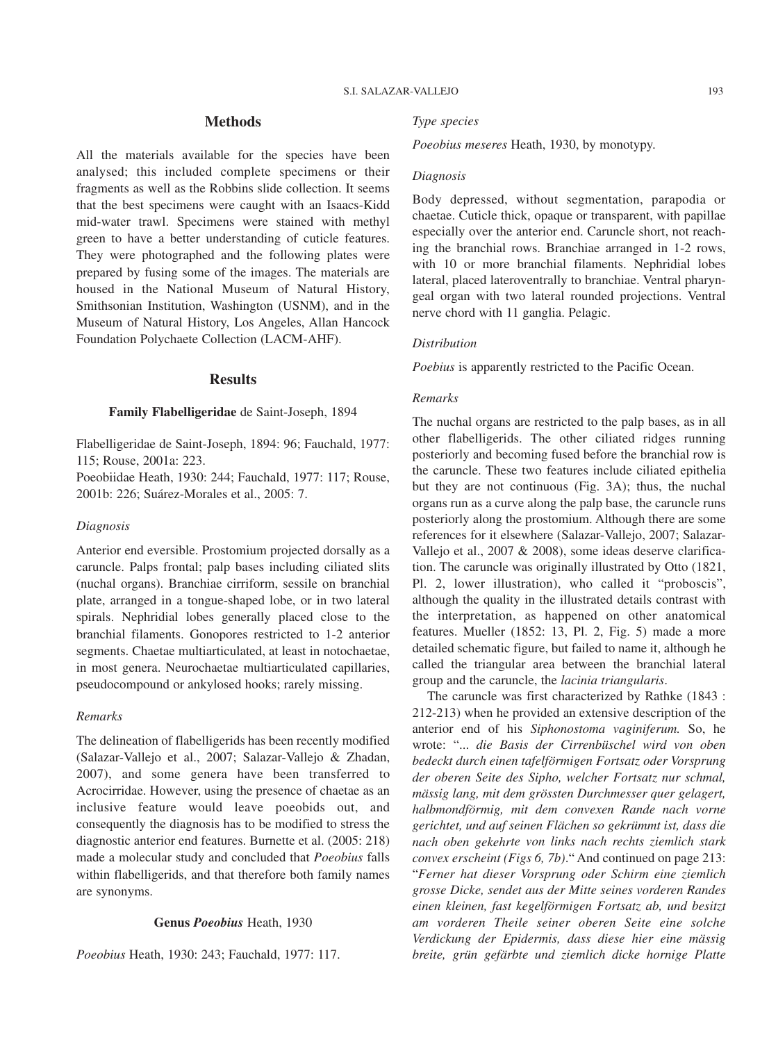## Methods

All the materials available for the species have been analysed; this included complete specimens or their fragments as well as the Robbins slide collection. It seems that the best specimens were caught with an Isaacs-Kidd mid-water trawl. Specimens were stained with methyl green to have a better understanding of cuticle features. They were photographed and the following plates were prepared by fusing some of the images. The materials are housed in the National Museum of Natural History, Smithsonian Institution, Washington (USNM), and in the Museum of Natural History, Los Angeles, Allan Hancock Foundation Polychaete Collection (LACM-AHF).

## Results

### Family Flabelligeridae de Saint-Joseph, 1894

Flabelligeridae de Saint-Joseph, 1894: 96; Fauchald, 1977: 115; Rouse, 2001a: 223.
Poeobiidae Heath, 1930: 244; Fauchald, 1977: 117; Rouse, 2001b: 226; Suárez-Morales et al., 2005: 7.

*Diagnosis*

Anterior end eversible. Prostomium projected dorsally as a caruncle. Palps frontal; palp bases including ciliated slits (nuchal organs). Branchiae cirriform, sessile on branchial plate, arranged in a tongue-shaped lobe, or in two lateral spirals. Nephridial lobes generally placed close to the branchial filaments. Gonopores restricted to 1-2 anterior segments. Chaetae multiarticulated, at least in notochaetae, in most genera. Neurochaetae multiarticulated capillaries, pseudocompound or ankylosed hooks; rarely missing.

*Remarks*

The delineation of flabelligerids has been recently modified (Salazar-Vallejo et al., 2007; Salazar-Vallejo & Zhadan, 2007), and some genera have been transferred to Acrocirridae. However, using the presence of chaetae as an inclusive feature would leave poeobids out, and consequently the diagnosis has to be modified to stress the diagnostic anterior end features. Burnette et al. (2005: 218) made a molecular study and concluded that *Poeobius* falls within flabelligerids, and that therefore both family names are synonyms.

### Genus *Poeobius* Heath, 1930

*Poeobius* Heath, 1930: 243; Fauchald, 1977: 117.

*Type species*

*Poeobius meseres* Heath, 1930, by monotypy.

*Diagnosis*

Body depressed, without segmentation, parapodia or chaetae. Cuticle thick, opaque or transparent, with papillae especially over the anterior end. Caruncle short, not reaching the branchial rows. Branchiae arranged in 1-2 rows, with 10 or more branchial filaments. Nephridial lobes lateral, placed lateroventrally to branchiae. Ventral pharyngeal organ with two lateral rounded projections. Ventral nerve chord with 11 ganglia. Pelagic.

*Distribution*

*Poebius* is apparently restricted to the Pacific Ocean.

*Remarks*

The nuchal organs are restricted to the palp bases, as in all other flabelligerids. The other ciliated ridges running posteriorly and becoming fused before the branchial row is the caruncle. These two features include ciliated epithelia but they are not continuous (Fig. 3A); thus, the nuchal organs run as a curve along the palp base, the caruncle runs posteriorly along the prostomium. Although there are some references for it elsewhere (Salazar-Vallejo, 2007; Salazar-Vallejo et al., 2007 & 2008), some ideas deserve clarification. The caruncle was originally illustrated by Otto (1821, Pl. 2, lower illustration), who called it "proboscis", although the quality in the illustrated details contrast with the interpretation, as happened on other anatomical features. Mueller (1852: 13, Pl. 2, Fig. 5) made a more detailed schematic figure, but failed to name it, although he called the triangular area between the branchial lateral group and the caruncle, the *lacinia triangularis*.

The caruncle was first characterized by Rathke (1843 : 212-213) when he provided an extensive description of the anterior end of his *Siphonostoma vaginiferum.* So, he wrote: "*... die Basis der Cirrenbüschel wird von oben bedeckt durch einen tafelförmigen Fortsatz oder Vorsprung der oberen Seite des Sipho, welcher Fortsatz nur schmal, mässig lang, mit dem grössten Durchmesser quer gelagert, halbmondförmig, mit dem convexen Rande nach vorne gerichtet, und auf seinen Flächen so gekrümmt ist, dass die nach oben gekehrte von links nach rechts ziemlich stark convex erscheint (Figs 6, 7b).*" And continued on page 213: "*Ferner hat dieser Vorsprung oder Schirm eine ziemlich grosse Dicke, sendet aus der Mitte seines vorderen Randes einen kleinen, fast kegelförmigen Fortsatz ab, und besitzt am vorderen Theile seiner oberen Seite eine solche Verdickung der Epidermis, dass diese hier eine mässig breite, grün gefärbte und ziemlich dicke hornige Platte*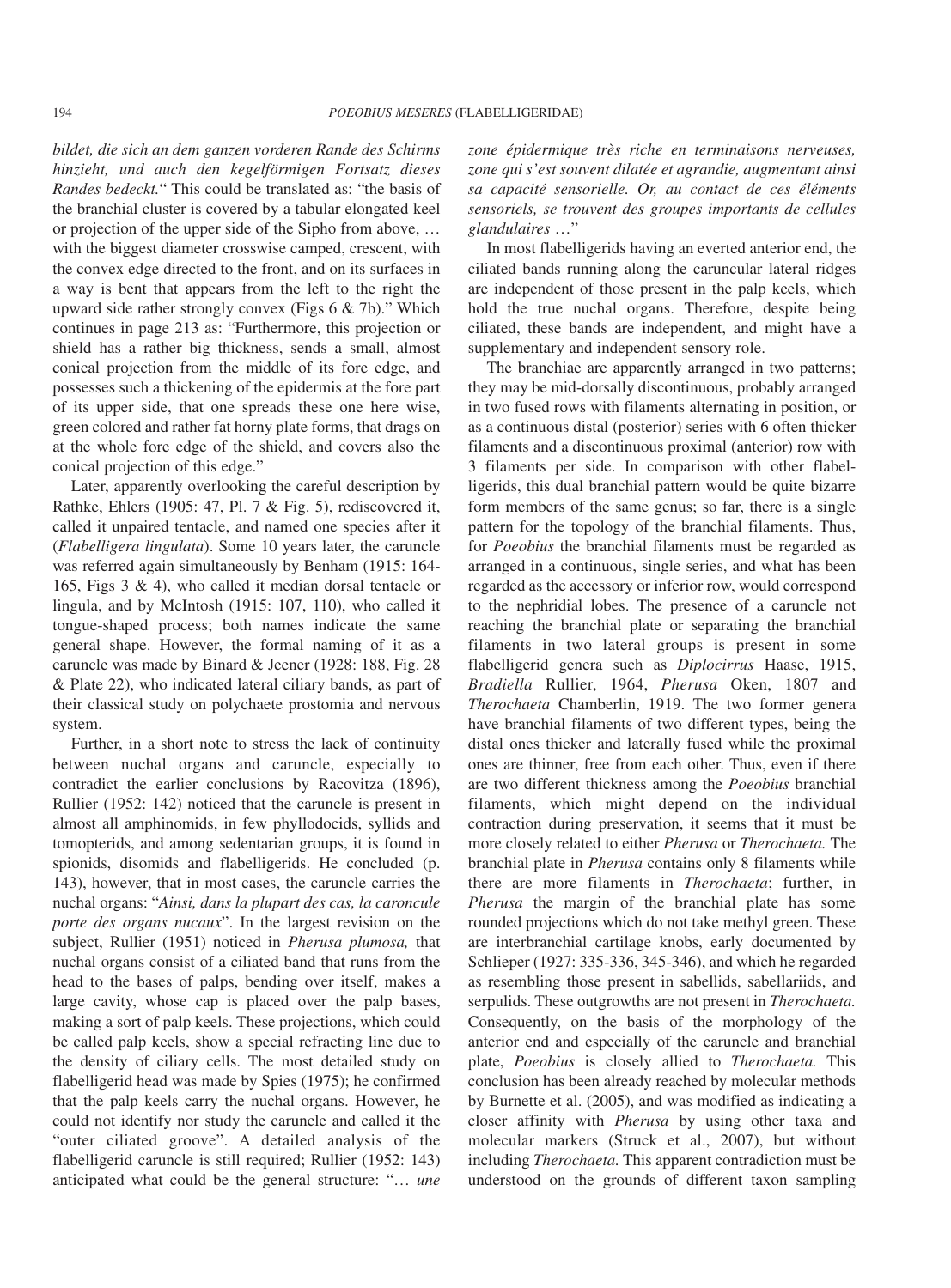*bildet, die sich an dem ganzen vorderen Rande des Schirms hinzieht, und auch den kegelförmigen Fortsatz dieses Randes bedeckt.*" This could be translated as: "the basis of the branchial cluster is covered by a tabular elongated keel or projection of the upper side of the Sipho from above, … with the biggest diameter crosswise camped, crescent, with the convex edge directed to the front, and on its surfaces in a way is bent that appears from the left to the right the upward side rather strongly convex (Figs 6 & 7b)." Which continues in page 213 as: "Furthermore, this projection or shield has a rather big thickness, sends a small, almost conical projection from the middle of its fore edge, and possesses such a thickening of the epidermis at the fore part of its upper side, that one spreads these one here wise, green colored and rather fat horny plate forms, that drags on at the whole fore edge of the shield, and covers also the conical projection of this edge."

Later, apparently overlooking the careful description by Rathke, Ehlers (1905: 47, Pl. 7 & Fig. 5), rediscovered it, called it unpaired tentacle, and named one species after it (*Flabelligera lingulata*). Some 10 years later, the caruncle was referred again simultaneously by Benham (1915: 164-165, Figs 3 & 4), who called it median dorsal tentacle or lingula, and by McIntosh (1915: 107, 110), who called it tongue-shaped process; both names indicate the same general shape. However, the formal naming of it as a caruncle was made by Binard & Jeener (1928: 188, Fig. 28 & Plate 22), who indicated lateral ciliary bands, as part of their classical study on polychaete prostomia and nervous system.

Further, in a short note to stress the lack of continuity between nuchal organs and caruncle, especially to contradict the earlier conclusions by Racovitza (1896), Rullier (1952: 142) noticed that the caruncle is present in almost all amphinomids, in few phyllodocids, syllids and tomopterids, and among sedentarian groups, it is found in spionids, disomids and flabelligerids. He concluded (p. 143), however, that in most cases, the caruncle carries the nuchal organs: "*Ainsi, dans la plupart des cas, la caroncule porte des organs nucaux*". In the largest revision on the subject, Rullier (1951) noticed in *Pherusa plumosa,* that nuchal organs consist of a ciliated band that runs from the head to the bases of palps, bending over itself, makes a large cavity, whose cap is placed over the palp bases, making a sort of palp keels. These projections, which could be called palp keels, show a special refracting line due to the density of ciliary cells. The most detailed study on flabelligerid head was made by Spies (1975); he confirmed that the palp keels carry the nuchal organs. However, he could not identify nor study the caruncle and called it the "outer ciliated groove". A detailed analysis of the flabelligerid caruncle is still required; Rullier (1952: 143) anticipated what could be the general structure: "… *une zone épidermique très riche en terminaisons nerveuses, zone qui s'est souvent dilatée et agrandie, augmentant ainsi sa capacité sensorielle. Or, au contact de ces éléments sensoriels, se trouvent des groupes importants de cellules glandulaires* …"

In most flabelligerids having an everted anterior end, the ciliated bands running along the caruncular lateral ridges are independent of those present in the palp keels, which hold the true nuchal organs. Therefore, despite being ciliated, these bands are independent, and might have a supplementary and independent sensory role.

The branchiae are apparently arranged in two patterns; they may be mid-dorsally discontinuous, probably arranged in two fused rows with filaments alternating in position, or as a continuous distal (posterior) series with 6 often thicker filaments and a discontinuous proximal (anterior) row with 3 filaments per side. In comparison with other flabelligerids, this dual branchial pattern would be quite bizarre form members of the same genus; so far, there is a single pattern for the topology of the branchial filaments. Thus, for *Poeobius* the branchial filaments must be regarded as arranged in a continuous, single series, and what has been regarded as the accessory or inferior row, would correspond to the nephridial lobes. The presence of a caruncle not reaching the branchial plate or separating the branchial filaments in two lateral groups is present in some flabelligerid genera such as *Diplocirrus* Haase, 1915, *Bradiella* Rullier, 1964, *Pherusa* Oken, 1807 and *Therochaeta* Chamberlin, 1919. The two former genera have branchial filaments of two different types, being the distal ones thicker and laterally fused while the proximal ones are thinner, free from each other. Thus, even if there are two different thickness among the *Poeobius* branchial filaments, which might depend on the individual contraction during preservation, it seems that it must be more closely related to either *Pherusa* or *Therochaeta.* The branchial plate in *Pherusa* contains only 8 filaments while there are more filaments in *Therochaeta*; further, in *Pherusa* the margin of the branchial plate has some rounded projections which do not take methyl green. These are interbranchial cartilage knobs, early documented by Schlieper (1927: 335-336, 345-346), and which he regarded as resembling those present in sabellids, sabellariids, and serpulids. These outgrowths are not present in *Therochaeta.* Consequently, on the basis of the morphology of the anterior end and especially of the caruncle and branchial plate, *Poeobius* is closely allied to *Therochaeta.* This conclusion has been already reached by molecular methods by Burnette et al. (2005), and was modified as indicating a closer affinity with *Pherusa* by using other taxa and molecular markers (Struck et al., 2007), but without including *Therochaeta.* This apparent contradiction must be understood on the grounds of different taxon sampling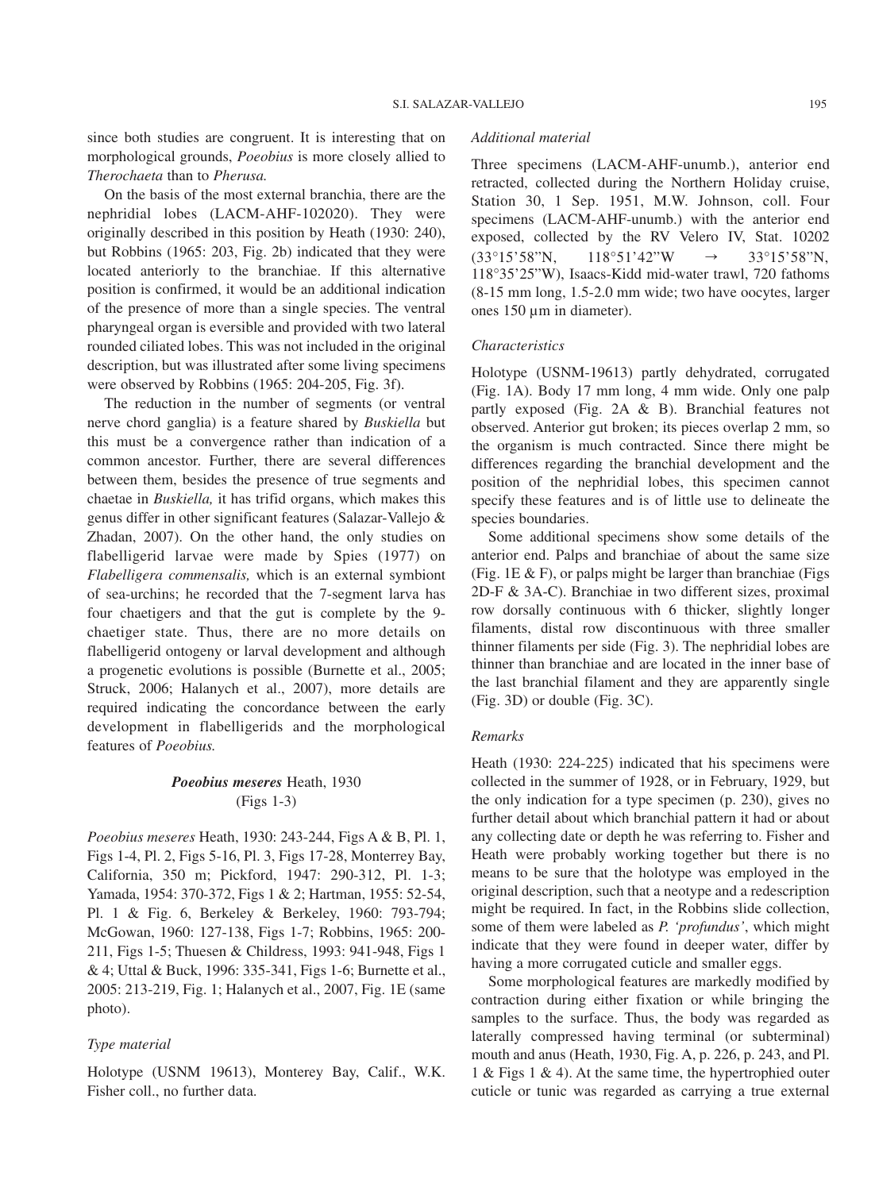since both studies are congruent. It is interesting that on morphological grounds, *Poeobius* is more closely allied to *Therochaeta* than to *Pherusa.*

On the basis of the most external branchia, there are the nephridial lobes (LACM-AHF-102020). They were originally described in this position by Heath (1930: 240), but Robbins (1965: 203, Fig. 2b) indicated that they were located anteriorly to the branchiae. If this alternative position is confirmed, it would be an additional indication of the presence of more than a single species. The ventral pharyngeal organ is eversible and provided with two lateral rounded ciliated lobes. This was not included in the original description, but was illustrated after some living specimens were observed by Robbins (1965: 204-205, Fig. 3f).

The reduction in the number of segments (or ventral nerve chord ganglia) is a feature shared by *Buskiella* but this must be a convergence rather than indication of a common ancestor. Further, there are several differences between them, besides the presence of true segments and chaetae in *Buskiella,* it has trifid organs, which makes this genus differ in other significant features (Salazar-Vallejo & Zhadan, 2007). On the other hand, the only studies on flabelligerid larvae were made by Spies (1977) on *Flabelligera commensalis,* which is an external symbiont of sea-urchins; he recorded that the 7-segment larva has four chaetigers and that the gut is complete by the 9-chaetiger state. Thus, there are no more details on flabelligerid ontogeny or larval development and although a progenetic evolutions is possible (Burnette et al., 2005; Struck, 2006; Halanych et al., 2007), more details are required indicating the concordance between the early development in flabelligerids and the morphological features of *Poeobius.*

## *Poeobius meseres* Heath, 1930 (Figs 1-3)

*Poeobius meseres* Heath, 1930: 243-244, Figs A & B, Pl. 1, Figs 1-4, Pl. 2, Figs 5-16, Pl. 3, Figs 17-28, Monterrey Bay, California, 350 m; Pickford, 1947: 290-312, Pl. 1-3; Yamada, 1954: 370-372, Figs 1 & 2; Hartman, 1955: 52-54, Pl. 1 & Fig. 6, Berkeley & Berkeley, 1960: 793-794; McGowan, 1960: 127-138, Figs 1-7; Robbins, 1965: 200-211, Figs 1-5; Thuesen & Childress, 1993: 941-948, Figs 1 & 4; Uttal & Buck, 1996: 335-341, Figs 1-6; Burnette et al., 2005: 213-219, Fig. 1; Halanych et al., 2007, Fig. 1E (same photo).

### *Type material*

Holotype (USNM 19613), Monterey Bay, Calif., W.K. Fisher coll., no further data.

### *Additional material*

Three specimens (LACM-AHF-unumb.), anterior end retracted, collected during the Northern Holiday cruise, Station 30, 1 Sep. 1951, M.W. Johnson, coll. Four specimens (LACM-AHF-unumb.) with the anterior end exposed, collected by the RV Velero IV, Stat. 10202 (33°15'58"N, 118°51'42"W → 33°15'58"N, 118°35'25"W), Isaacs-Kidd mid-water trawl, 720 fathoms (8-15 mm long, 1.5-2.0 mm wide; two have oocytes, larger ones 150 µm in diameter).

### *Characteristics*

Holotype (USNM-19613) partly dehydrated, corrugated (Fig. 1A). Body 17 mm long, 4 mm wide. Only one palp partly exposed (Fig. 2A & B). Branchial features not observed. Anterior gut broken; its pieces overlap 2 mm, so the organism is much contracted. Since there might be differences regarding the branchial development and the position of the nephridial lobes, this specimen cannot specify these features and is of little use to delineate the species boundaries.

Some additional specimens show some details of the anterior end. Palps and branchiae of about the same size (Fig. 1E & F), or palps might be larger than branchiae (Figs 2D-F & 3A-C). Branchiae in two different sizes, proximal row dorsally continuous with 6 thicker, slightly longer filaments, distal row discontinuous with three smaller thinner filaments per side (Fig. 3). The nephridial lobes are thinner than branchiae and are located in the inner base of the last branchial filament and they are apparently single (Fig. 3D) or double (Fig. 3C).

### *Remarks*

Heath (1930: 224-225) indicated that his specimens were collected in the summer of 1928, or in February, 1929, but the only indication for a type specimen (p. 230), gives no further detail about which branchial pattern it had or about any collecting date or depth he was referring to. Fisher and Heath were probably working together but there is no means to be sure that the holotype was employed in the original description, such that a neotype and a redescription might be required. In fact, in the Robbins slide collection, some of them were labeled as *P. 'profundus'*, which might indicate that they were found in deeper water, differ by having a more corrugated cuticle and smaller eggs.

Some morphological features are markedly modified by contraction during either fixation or while bringing the samples to the surface. Thus, the body was regarded as laterally compressed having terminal (or subterminal) mouth and anus (Heath, 1930, Fig. A, p. 226, p. 243, and Pl. 1 & Figs 1 & 4). At the same time, the hypertrophied outer cuticle or tunic was regarded as carrying a true external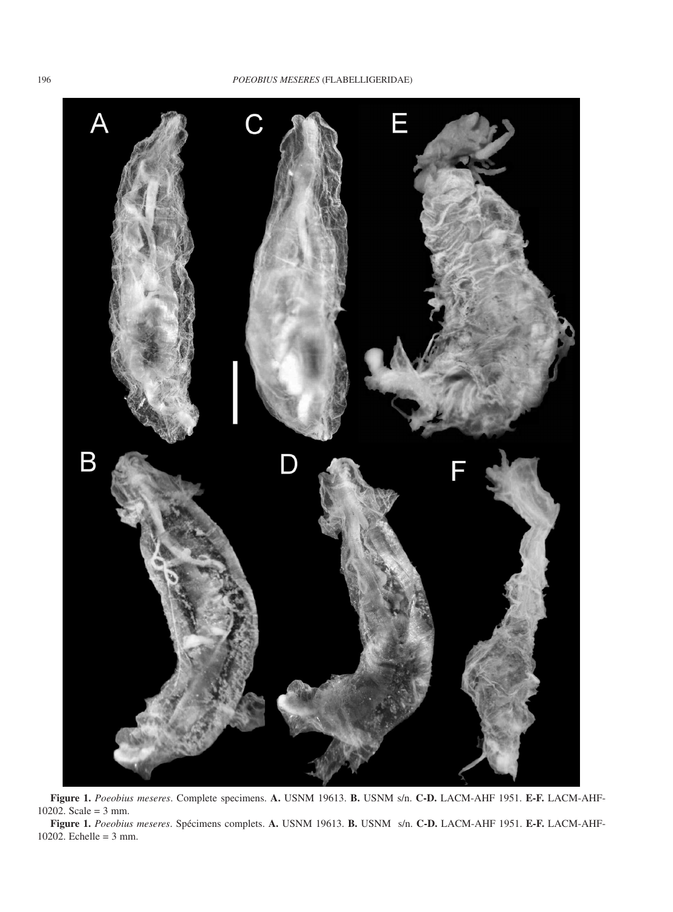**Figure 1.** *Poeobius meseres*. Complete specimens. **A.** USNM 19613. **B.** USNM s/n. **C-D.** LACM-AHF 1951. **E-F.** LACM-AHF-10202. Scale = 3 mm.

**Figure 1.** *Poeobius meseres*. Spécimens complets. **A.** USNM 19613. **B.** USNM s/n. **C-D.** LACM-AHF 1951. **E-F.** LACM-AHF-10202. Echelle = 3 mm.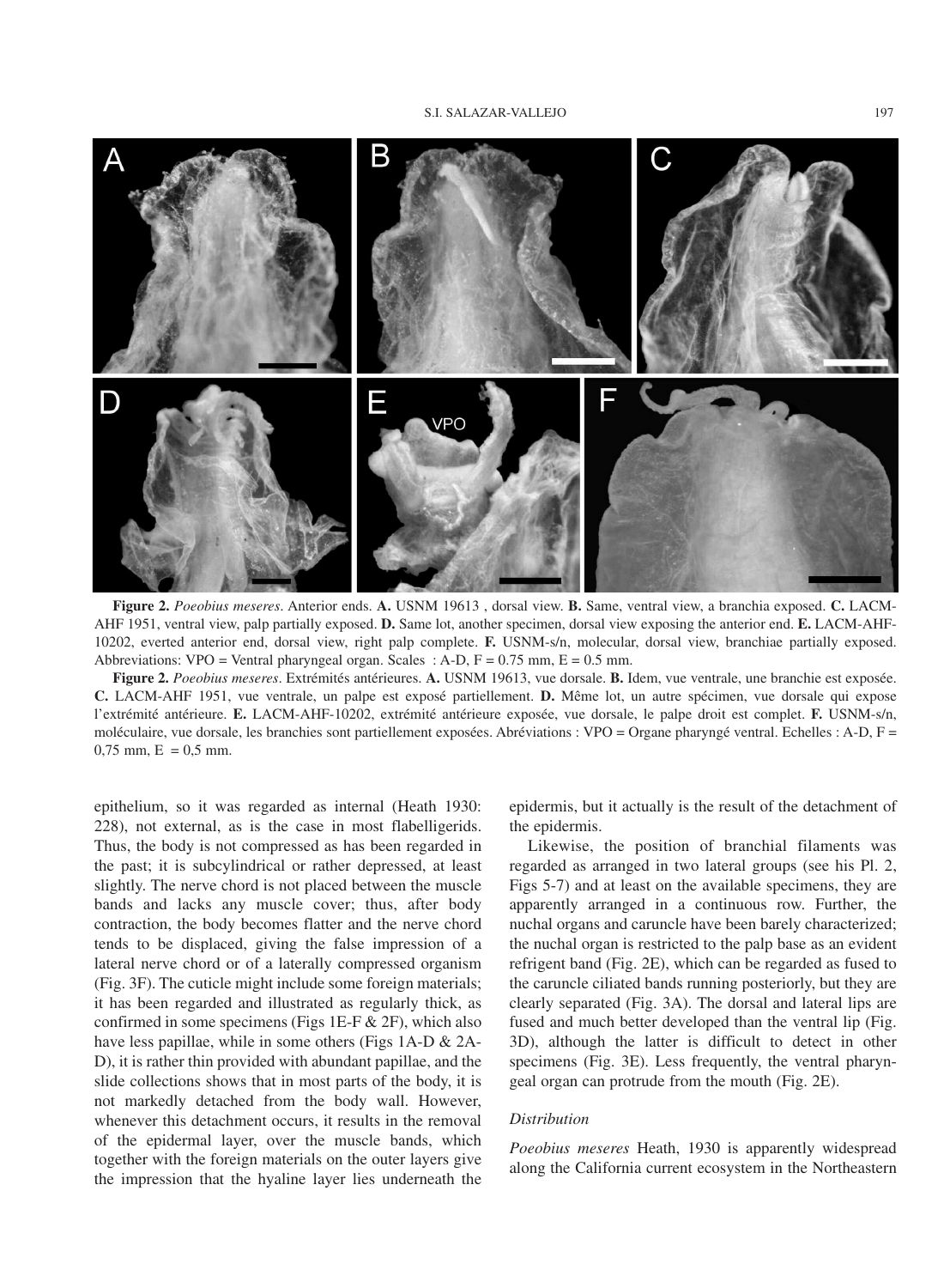**Figure 2.** *Poeobius meseres*. Anterior ends. **A.** USNM 19613 , dorsal view. **B.** Same, ventral view, a branchia exposed. **C.** LACM-AHF 1951, ventral view, palp partially exposed. **D.** Same lot, another specimen, dorsal view exposing the anterior end. **E.** LACM-AHF-10202, everted anterior end, dorsal view, right palp complete. **F.** USNM-s/n, molecular, dorsal view, branchiae partially exposed. Abbreviations: VPO = Ventral pharyngeal organ. Scales : A-D, F = 0.75 mm, E = 0.5 mm.

**Figure 2.** *Poeobius meseres*. Extrémités antérieures. **A.** USNM 19613, vue dorsale. **B.** Idem, vue ventrale, une branchie est exposée. **C.** LACM-AHF 1951, vue ventrale, un palpe est exposé partiellement. **D.** Même lot, un autre spécimen, vue dorsale qui expose l'extrémité antérieure. **E.** LACM-AHF-10202, extrémité antérieure exposée, vue dorsale, le palpe droit est complet. **F.** USNM-s/n, moléculaire, vue dorsale, les branchies sont partiellement exposées. Abréviations : VPO = Organe pharyngé ventral. Echelles : A-D, F = 0,75 mm, E = 0,5 mm.

epithelium, so it was regarded as internal (Heath 1930: 228), not external, as is the case in most flabelligerids. Thus, the body is not compressed as has been regarded in the past; it is subcylindrical or rather depressed, at least slightly. The nerve chord is not placed between the muscle bands and lacks any muscle cover; thus, after body contraction, the body becomes flatter and the nerve chord tends to be displaced, giving the false impression of a lateral nerve chord or of a laterally compressed organism (Fig. 3F). The cuticle might include some foreign materials; it has been regarded and illustrated as regularly thick, as confirmed in some specimens (Figs 1E-F & 2F), which also have less papillae, while in some others (Figs 1A-D & 2A-D), it is rather thin provided with abundant papillae, and the slide collections shows that in most parts of the body, it is not markedly detached from the body wall. However, whenever this detachment occurs, it results in the removal of the epidermal layer, over the muscle bands, which together with the foreign materials on the outer layers give the impression that the hyaline layer lies underneath the epidermis, but it actually is the result of the detachment of the epidermis.

Likewise, the position of branchial filaments was regarded as arranged in two lateral groups (see his Pl. 2, Figs 5-7) and at least on the available specimens, they are apparently arranged in a continuous row. Further, the nuchal organs and caruncle have been barely characterized; the nuchal organ is restricted to the palp base as an evident refrigent band (Fig. 2E), which can be regarded as fused to the caruncle ciliated bands running posteriorly, but they are clearly separated (Fig. 3A). The dorsal and lateral lips are fused and much better developed than the ventral lip (Fig. 3D), although the latter is difficult to detect in other specimens (Fig. 3E). Less frequently, the ventral pharyngeal organ can protrude from the mouth (Fig. 2E).

### *Distribution*

*Poeobius meseres* Heath, 1930 is apparently widespread along the California current ecosystem in the Northeastern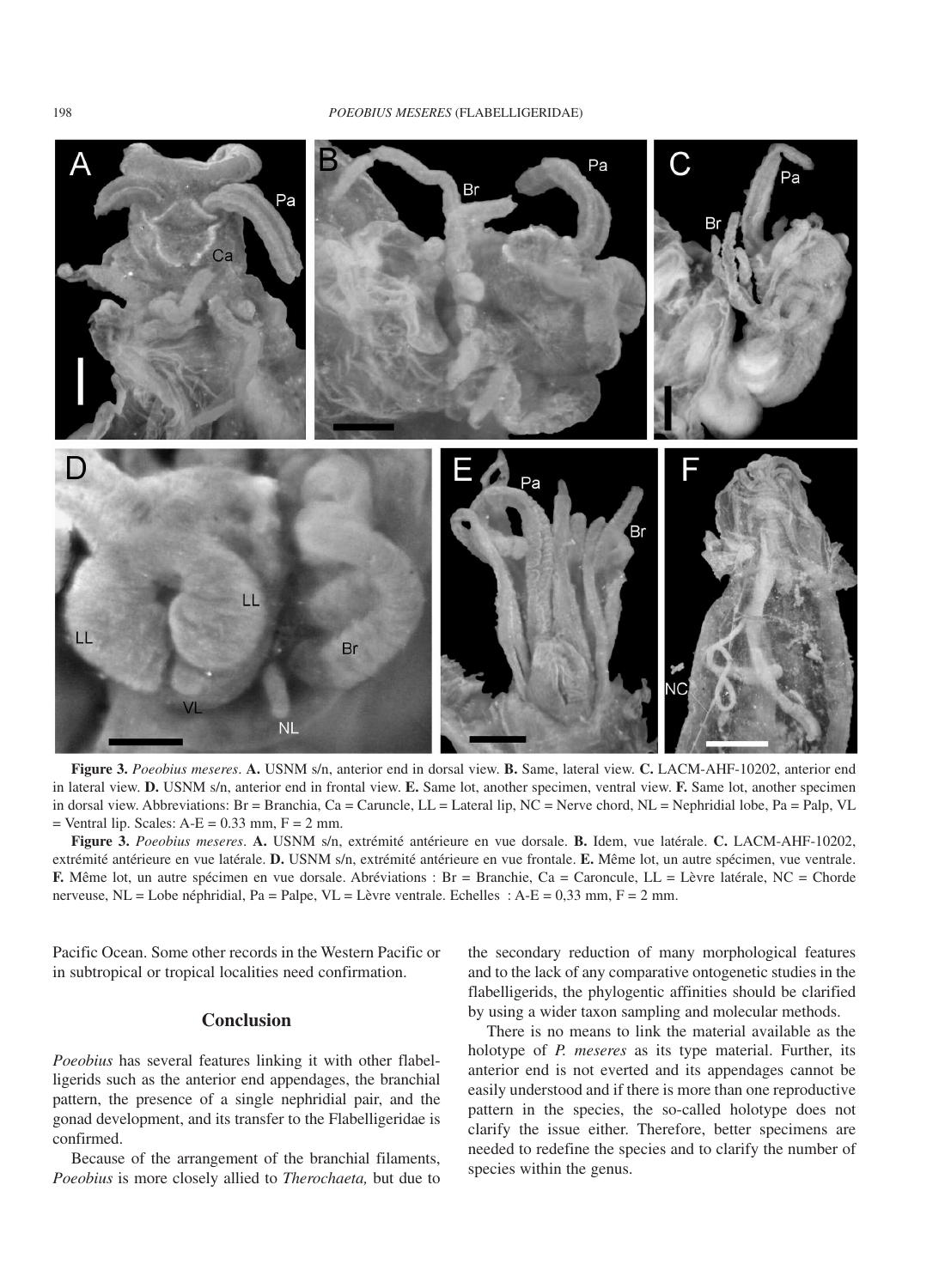**Figure 3.** *Poeobius meseres*. **A.** USNM s/n, anterior end in dorsal view. **B.** Same, lateral view. **C.** LACM-AHF-10202, anterior end in lateral view. **D.** USNM s/n, anterior end in frontal view. **E.** Same lot, another specimen, ventral view. **F.** Same lot, another specimen in dorsal view. Abbreviations: Br = Branchia, Ca = Caruncle, LL = Lateral lip, NC = Nerve chord, NL = Nephridial lobe, Pa = Palp, VL = Ventral lip. Scales: A-E = 0.33 mm, F = 2 mm.

**Figure 3.** *Poeobius meseres*. **A.** USNM s/n, extrémité antérieure en vue dorsale. **B.** Idem, vue latérale. **C.** LACM-AHF-10202, extrémité antérieure en vue latérale. **D.** USNM s/n, extrémité antérieure en vue frontale. **E.** Même lot, un autre spécimen, vue ventrale. **F.** Même lot, un autre spécimen en vue dorsale. Abréviations : Br = Branchie, Ca = Caroncule, LL = Lèvre latérale, NC = Chorde nerveuse, NL = Lobe néphridial, Pa = Palpe, VL = Lèvre ventrale. Echelles : A-E = 0,33 mm, F = 2 mm.

Pacific Ocean. Some other records in the Western Pacific or in subtropical or tropical localities need confirmation.

## Conclusion

*Poeobius* has several features linking it with other flabelligerids such as the anterior end appendages, the branchial pattern, the presence of a single nephridial pair, and the gonad development, and its transfer to the Flabelligeridae is confirmed.

Because of the arrangement of the branchial filaments, *Poeobius* is more closely allied to *Therochaeta,* but due to the secondary reduction of many morphological features and to the lack of any comparative ontogenetic studies in the flabelligerids, the phylogentic affinities should be clarified by using a wider taxon sampling and molecular methods.

There is no means to link the material available as the holotype of *P. meseres* as its type material. Further, its anterior end is not everted and its appendages cannot be easily understood and if there is more than one reproductive pattern in the species, the so-called holotype does not clarify the issue either. Therefore, better specimens are needed to redefine the species and to clarify the number of species within the genus.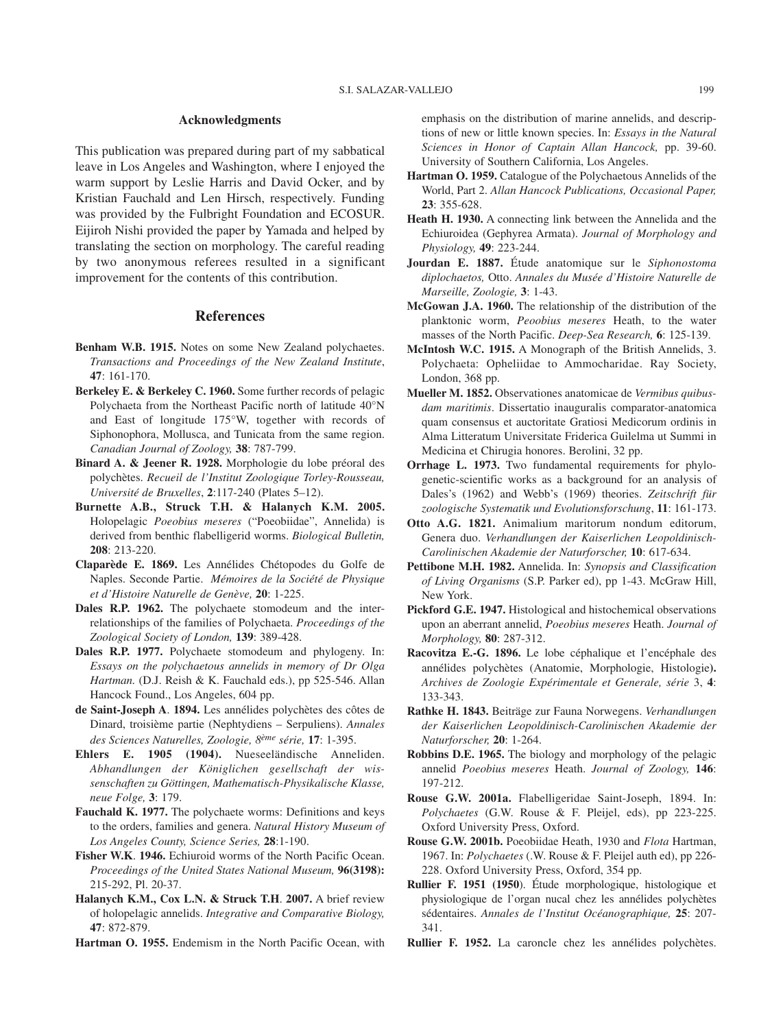## Acknowledgments

This publication was prepared during part of my sabbatical leave in Los Angeles and Washington, where I enjoyed the warm support by Leslie Harris and David Ocker, and by Kristian Fauchald and Len Hirsch, respectively. Funding was provided by the Fulbright Foundation and ECOSUR. Eijiroh Nishi provided the paper by Yamada and helped by translating the section on morphology. The careful reading by two anonymous referees resulted in a significant improvement for the contents of this contribution.

## References

**Benham W.B. 1915.** Notes on some New Zealand polychaetes. *Transactions and Proceedings of the New Zealand Institute*, **47**: 161-170.

**Berkeley E. & Berkeley C. 1960.** Some further records of pelagic Polychaeta from the Northeast Pacific north of latitude 40°N and East of longitude 175°W, together with records of Siphonophora, Mollusca, and Tunicata from the same region. *Canadian Journal of Zoology,* **38**: 787-799.

**Binard A. & Jeener R. 1928.** Morphologie du lobe préoral des polychètes. *Recueil de l'Institut Zoologique Torley-Rousseau, Université de Bruxelles*, **2**:117-240 (Plates 5–12).

**Burnette A.B., Struck T.H. & Halanych K.M. 2005.** Holopelagic *Poeobius meseres* ("Poeobiidae", Annelida) is derived from benthic flabelligerid worms. *Biological Bulletin,* **208**: 213-220.

**Claparède E. 1869.** Les Annélides Chétopodes du Golfe de Naples. Seconde Partie. *Mémoires de la Société de Physique et d'Histoire Naturelle de Genève,* **20**: 1-225.

**Dales R.P. 1962.** The polychaete stomodeum and the interrelationships of the families of Polychaeta. *Proceedings of the Zoological Society of London,* **139**: 389-428.

**Dales R.P. 1977.** Polychaete stomodeum and phylogeny. In: *Essays on the polychaetous annelids in memory of Dr Olga Hartman.* (D.J. Reish & K. Fauchald eds.), pp 525-546. Allan Hancock Found., Los Angeles, 604 pp.

**de Saint-Joseph A. 1894.** Les annélides polychètes des côtes de Dinard, troisième partie (Nephtydiens – Serpuliens). *Annales des Sciences Naturelles, Zoologie, 8ème série,* **17**: 1-395.

**Ehlers E. 1905 (1904).** Nueseeländische Anneliden. *Abhandlungen der Königlichen gesellschaft der wissenschaften zu Göttingen, Mathematisch-Physikalische Klasse, neue Folge,* **3**: 179.

**Fauchald K. 1977.** The polychaete worms: Definitions and keys to the orders, families and genera. *Natural History Museum of Los Angeles County, Science Series,* **28**:1-190.

**Fisher W.K. 1946.** Echiuroid worms of the North Pacific Ocean. *Proceedings of the United States National Museum,* **96(3198):** 215-292, Pl. 20-37.

**Halanych K.M., Cox L.N. & Struck T.H. 2007.** A brief review of holopelagic annelids. *Integrative and Comparative Biology,* **47**: 872-879.

**Hartman O. 1955.** Endemism in the North Pacific Ocean, with emphasis on the distribution of marine annelids, and descriptions of new or little known species. In: *Essays in the Natural Sciences in Honor of Captain Allan Hancock,* pp. 39-60. University of Southern California, Los Angeles.

**Hartman O. 1959.** Catalogue of the Polychaetous Annelids of the World, Part 2. *Allan Hancock Publications, Occasional Paper,* **23**: 355-628.

**Heath H. 1930.** A connecting link between the Annelida and the Echiuroidea (Gephyrea Armata). *Journal of Morphology and Physiology,* **49**: 223-244.

**Jourdan E. 1887.** Étude anatomique sur le *Siphonostoma diplochaetos,* Otto. *Annales du Musée d'Histoire Naturelle de Marseille, Zoologie,* **3**: 1-43.

**McGowan J.A. 1960.** The relationship of the distribution of the planktonic worm, *Peoobius meseres* Heath, to the water masses of the North Pacific. *Deep-Sea Research,* **6**: 125-139.

**McIntosh W.C. 1915.** A Monograph of the British Annelids, 3. Polychaeta: Opheliidae to Ammocharidae. Ray Society, London, 368 pp.

**Mueller M. 1852.** Observationes anatomicae de *Vermibus quibusdam maritimis*. Dissertatio inauguralis comparator-anatomica quam consensus et auctoritate Gratiosi Medicorum ordinis in Alma Litteratum Universitate Friderica Guilelma ut Summi in Medicina et Chirugia honores. Berolini, 32 pp.

**Orrhage L. 1973.** Two fundamental requirements for phylogenetic-scientific works as a background for an analysis of Dales's (1962) and Webb's (1969) theories. *Zeitschrift für zoologische Systematik und Evolutionsforschung*, **11**: 161-173.

**Otto A.G. 1821.** Animalium maritorum nondum editorum, Genera duo. *Verhandlungen der Kaiserlichen Leopoldinisch-Carolinischen Akademie der Naturforscher,* **10**: 617-634.

**Pettibone M.H. 1982.** Annelida. In: *Synopsis and Classification of Living Organisms* (S.P. Parker ed), pp 1-43. McGraw Hill, New York.

**Pickford G.E. 1947.** Histological and histochemical observations upon an aberrant annelid, *Poeobius meseres* Heath. *Journal of Morphology,* **80**: 287-312.

**Racovitza E.-G. 1896.** Le lobe céphalique et l'encéphale des annélides polychètes (Anatomie, Morphologie, Histologie**).** *Archives de Zoologie Expérimentale et Generale, série* 3, **4**: 133-343.

**Rathke H. 1843.** Beiträge zur Fauna Norwegens. *Verhandlungen der Kaiserlichen Leopoldinisch-Carolinischen Akademie der Naturforscher,* **20**: 1-264.

**Robbins D.E. 1965.** The biology and morphology of the pelagic annelid *Poeobius meseres* Heath. *Journal of Zoology,* **146**: 197-212.

**Rouse G.W. 2001a.** Flabelligeridae Saint-Joseph, 1894. In: *Polychaetes* (G.W. Rouse & F. Pleijel, eds), pp 223-225. Oxford University Press, Oxford.

**Rouse G.W. 2001b.** Poeobiidae Heath, 1930 and *Flota* Hartman, 1967. In: *Polychaetes* (.W. Rouse & F. Pleijel auth ed), pp 226-228. Oxford University Press, Oxford, 354 pp.

**Rullier F. 1951 (1950**). Étude morphologique, histologique et physiologique de l'organ nucal chez les annélides polychètes sédentaires. *Annales de l'Institut Océanographique,* **25**: 207-341.

**Rullier F. 1952.** La caroncle chez les annélides polychètes.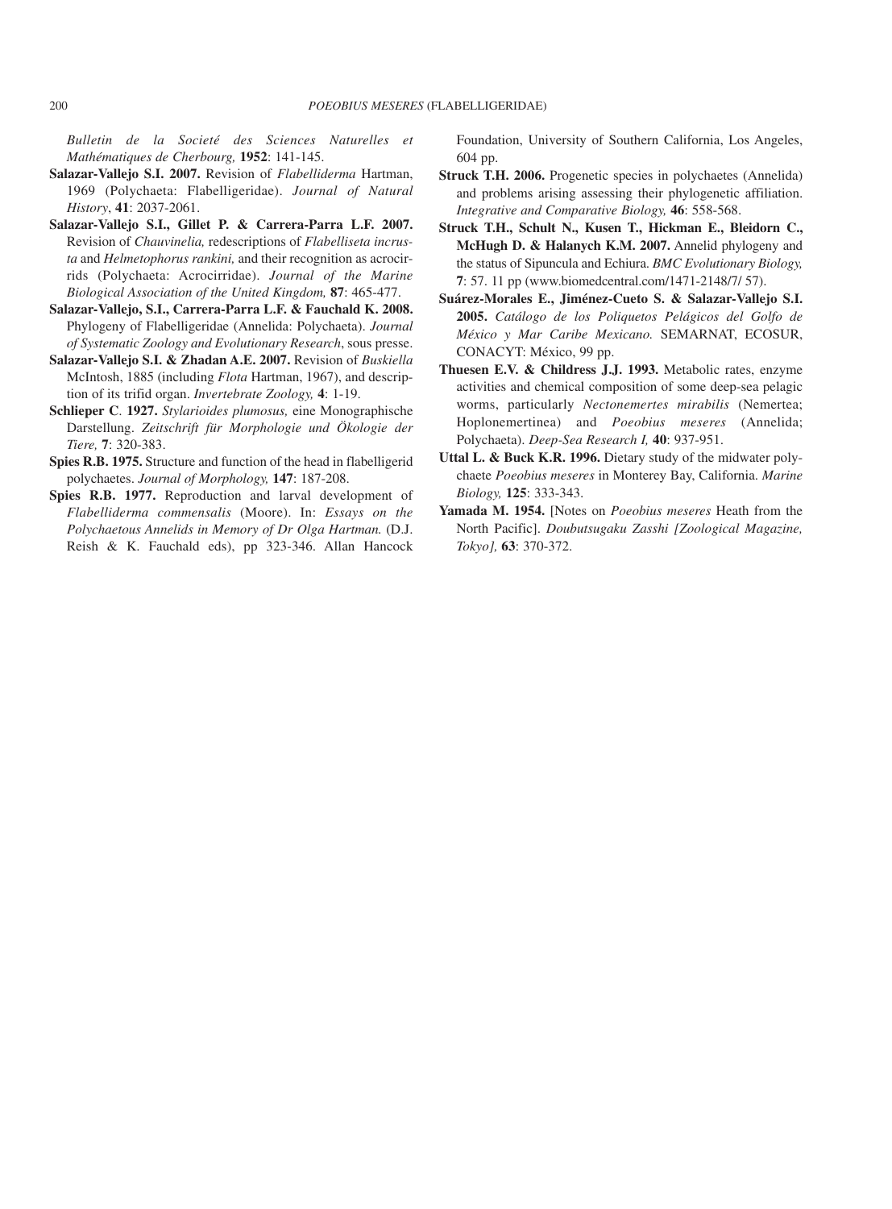*Bulletin de la Societé des Sciences Naturelles et Mathématiques de Cherbourg,* **1952**: 141-145.

**Salazar-Vallejo S.I. 2007.** Revision of *Flabelliderma* Hartman, 1969 (Polychaeta: Flabelligeridae). *Journal of Natural History*, **41**: 2037-2061.

**Salazar-Vallejo S.I., Gillet P. & Carrera-Parra L.F. 2007.** Revision of *Chauvinelia,* redescriptions of *Flabelliseta incrusta* and *Helmetophorus rankini,* and their recognition as acrocirrids (Polychaeta: Acrocirridae). *Journal of the Marine Biological Association of the United Kingdom,* **87**: 465-477.

**Salazar-Vallejo, S.I., Carrera-Parra L.F. & Fauchald K. 2008.** Phylogeny of Flabelligeridae (Annelida: Polychaeta). *Journal of Systematic Zoology and Evolutionary Research*, sous presse.

**Salazar-Vallejo S.I. & Zhadan A.E. 2007.** Revision of *Buskiella* McIntosh, 1885 (including *Flota* Hartman, 1967), and description of its trifid organ. *Invertebrate Zoology,* **4**: 1-19.

**Schlieper C**. **1927.** *Stylarioides plumosus,* eine Monographische Darstellung. *Zeitschrift für Morphologie und Ökologie der Tiere,* **7**: 320-383.

**Spies R.B. 1975.** Structure and function of the head in flabelligerid polychaetes. *Journal of Morphology,* **147**: 187-208.

**Spies R.B. 1977.** Reproduction and larval development of *Flabelliderma commensalis* (Moore). In: *Essays on the Polychaetous Annelids in Memory of Dr Olga Hartman.* (D.J. Reish & K. Fauchald eds), pp 323-346. Allan Hancock Foundation, University of Southern California, Los Angeles, 604 pp.

**Struck T.H. 2006.** Progenetic species in polychaetes (Annelida) and problems arising assessing their phylogenetic affiliation. *Integrative and Comparative Biology,* **46**: 558-568.

**Struck T.H., Schult N., Kusen T., Hickman E., Bleidorn C., McHugh D. & Halanych K.M. 2007.** Annelid phylogeny and the status of Sipuncula and Echiura. *BMC Evolutionary Biology,* **7**: 57. 11 pp (www.biomedcentral.com/1471-2148/7/ 57).

**Suárez-Morales E., Jiménez-Cueto S. & Salazar-Vallejo S.I. 2005.** *Catálogo de los Poliquetos Pelágicos del Golfo de México y Mar Caribe Mexicano.* SEMARNAT, ECOSUR, CONACYT: México, 99 pp.

**Thuesen E.V. & Childress J.J. 1993.** Metabolic rates, enzyme activities and chemical composition of some deep-sea pelagic worms, particularly *Nectonemertes mirabilis* (Nemertea; Hoplonemertinea) and *Poeobius meseres* (Annelida; Polychaeta). *Deep-Sea Research I,* **40**: 937-951.

**Uttal L. & Buck K.R. 1996.** Dietary study of the midwater polychaete *Poeobius meseres* in Monterey Bay, California. *Marine Biology,* **125**: 333-343.

**Yamada M. 1954.** [Notes on *Poeobius meseres* Heath from the North Pacific]. *Doubutsugaku Zasshi [Zoological Magazine, Tokyo],* **63**: 370-372.